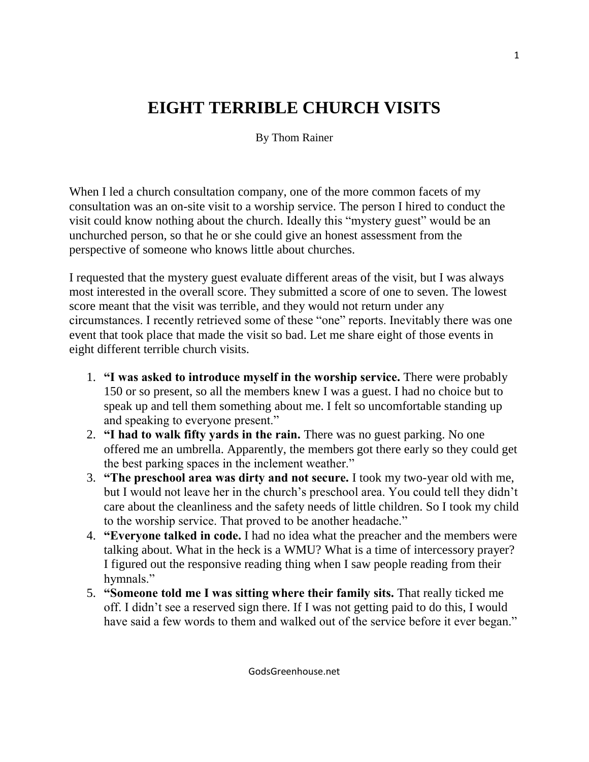# EIGHT TERRIBLE CHURCH VISITS

By Thom Rainer

When I led a church consultation company, one of the more common facets of my consultation was an on-site visit to a worship service. The person I hired to conduct the visit could know nothing about the church. Ideally this "mystery guest" would be an unchurched person, so that he or she could give an honest assessment from the perspective of someone who knows little about churches.

I requested that the mystery guest evaluate different areas of the visit, but I was always most interested in the overall score. They submitted a score of one to seven. The lowest score meant that the visit was terrible, and they would not return under any circumstances. I recently retrieved some of these "one" reports. Inevitably there was one event that took place that made the visit so bad. Let me share eight of those events in eight different terrible church visits.

1. **"I was asked to introduce myself in the worship service.** There were probably 150 or so present, so all the members knew I was a guest. I had no choice but to speak up and tell them something about me. I felt so uncomfortable standing up and speaking to everyone present."
2. **"I had to walk fifty yards in the rain.** There was no guest parking. No one offered me an umbrella. Apparently, the members got there early so they could get the best parking spaces in the inclement weather."
3. **"The preschool area was dirty and not secure.** I took my two-year old with me, but I would not leave her in the church's preschool area. You could tell they didn't care about the cleanliness and the safety needs of little children. So I took my child to the worship service. That proved to be another headache."
4. **"Everyone talked in code.** I had no idea what the preacher and the members were talking about. What in the heck is a WMU? What is a time of intercessory prayer? I figured out the responsive reading thing when I saw people reading from their hymnals."
5. **"Someone told me I was sitting where their family sits.** That really ticked me off. I didn't see a reserved sign there. If I was not getting paid to do this, I would have said a few words to them and walked out of the service before it ever began."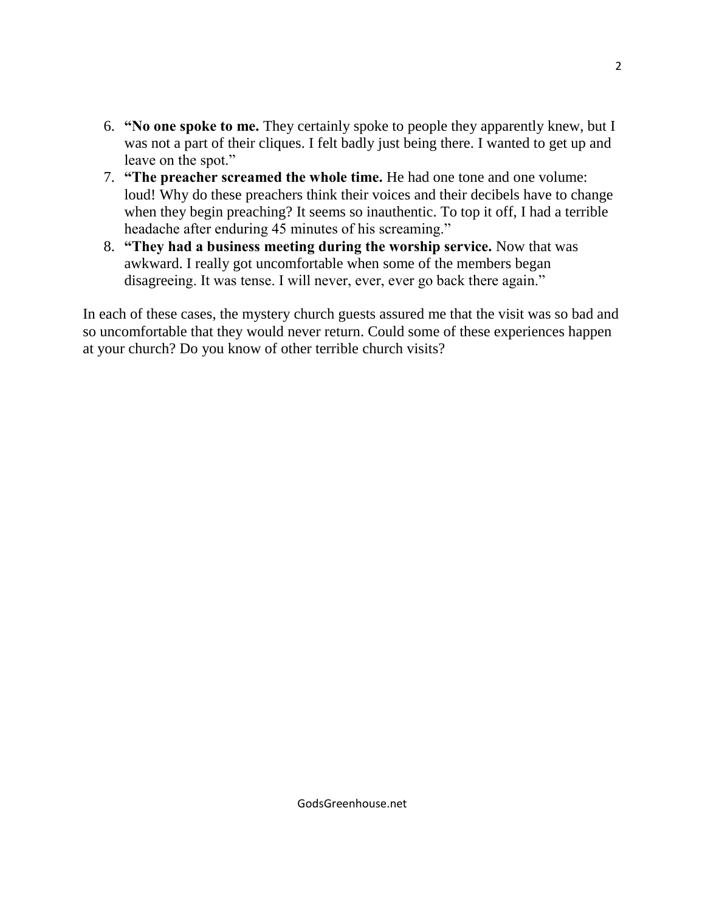6. **“No one spoke to me.** They certainly spoke to people they apparently knew, but I was not a part of their cliques. I felt badly just being there. I wanted to get up and leave on the spot.”
7. **“The preacher screamed the whole time.** He had one tone and one volume: loud! Why do these preachers think their voices and their decibels have to change when they begin preaching? It seems so inauthentic. To top it off, I had a terrible headache after enduring 45 minutes of his screaming.”
8. **“They had a business meeting during the worship service.** Now that was awkward. I really got uncomfortable when some of the members began disagreeing. It was tense. I will never, ever, ever go back there again.”

In each of these cases, the mystery church guests assured me that the visit was so bad and so uncomfortable that they would never return. Could some of these experiences happen at your church? Do you know of other terrible church visits?